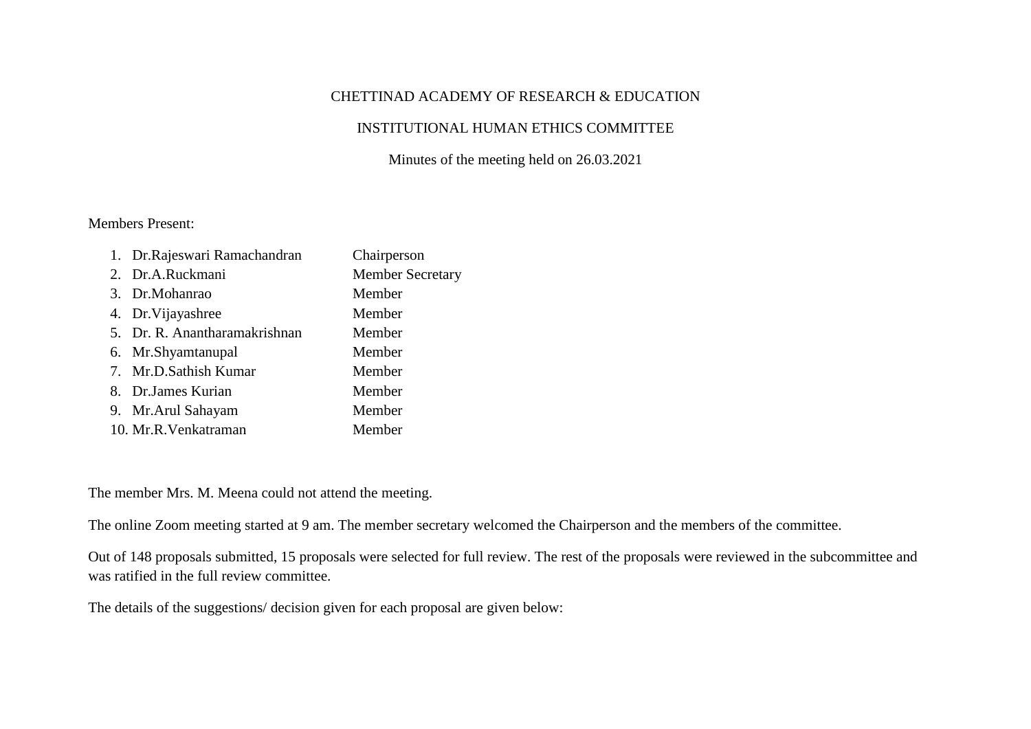CHETTINAD ACADEMY OF RESEARCH & EDUCATION

INSTITUTIONAL HUMAN ETHICS COMMITTEE

Minutes of the meeting held on 26.03.2021

Members Present:

| | Name | Designation |
|---|---|---|
| 1. | Dr.Rajeswari Ramachandran | Chairperson |
| 2. | Dr.A.Ruckmani | Member Secretary |
| 3. | Dr.Mohanrao | Member |
| 4. | Dr.Vijayashree | Member |
| 5. | Dr. R. Anantharamakrishnan | Member |
| 6. | Mr.Shyamtanupal | Member |
| 7. | Mr.D.Sathish Kumar | Member |
| 8. | Dr.James Kurian | Member |
| 9. | Mr.Arul Sahayam | Member |
| 10. | Mr.R.Venkatraman | Member |

The member Mrs. M. Meena could not attend the meeting.

The online Zoom meeting started at 9 am. The member secretary welcomed the Chairperson and the members of the committee.

Out of 148 proposals submitted, 15 proposals were selected for full review. The rest of the proposals were reviewed in the subcommittee and was ratified in the full review committee.

The details of the suggestions/ decision given for each proposal are given below: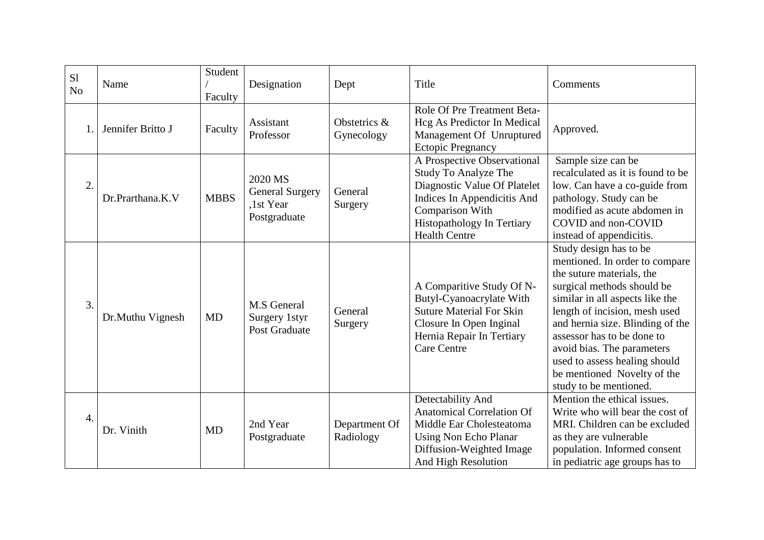| Sl No | Name | Student / Faculty | Designation | Dept | Title | Comments |
|---|---|---|---|---|---|---|
| 1. | Jennifer Britto J | Faculty | Assistant Professor | Obstetrics & Gynecology | Role Of Pre Treatment Beta-Hcg As Predictor In Medical Management Of Unruptured Ectopic Pregnancy | Approved. |
| 2. | Dr.Prarthana.K.V | MBBS | 2020 MS General Surgery ,1st Year Postgraduate | General Surgery | A Prospective Observational Study To Analyze The Diagnostic Value Of Platelet Indices In Appendicitis And Comparison With Histopathology In Tertiary Health Centre | Sample size can be recalculated as it is found to be low. Can have a co-guide from pathology. Study can be modified as acute abdomen in COVID and non-COVID instead of appendicitis. |
| 3. | Dr.Muthu Vignesh | MD | M.S General Surgery 1styr Post Graduate | General Surgery | A Comparitive Study Of N-Butyl-Cyanoacrylate With Suture Material For Skin Closure In Open Inginal Hernia Repair In Tertiary Care Centre | Study design has to be mentioned. In order to compare the suture materials, the surgical methods should be similar in all aspects like the length of incision, mesh used and hernia size. Blinding of the assessor has to be done to avoid bias. The parameters used to assess healing should be mentioned Novelty of the study to be mentioned. |
| 4. | Dr. Vinith | MD | 2nd Year Postgraduate | Department Of Radiology | Detectability And Anatomical Correlation Of Middle Ear Cholesteatoma Using Non Echo Planar Diffusion-Weighted Image And High Resolution | Mention the ethical issues. Write who will bear the cost of MRI. Children can be excluded as they are vulnerable population. Informed consent in pediatric age groups has to |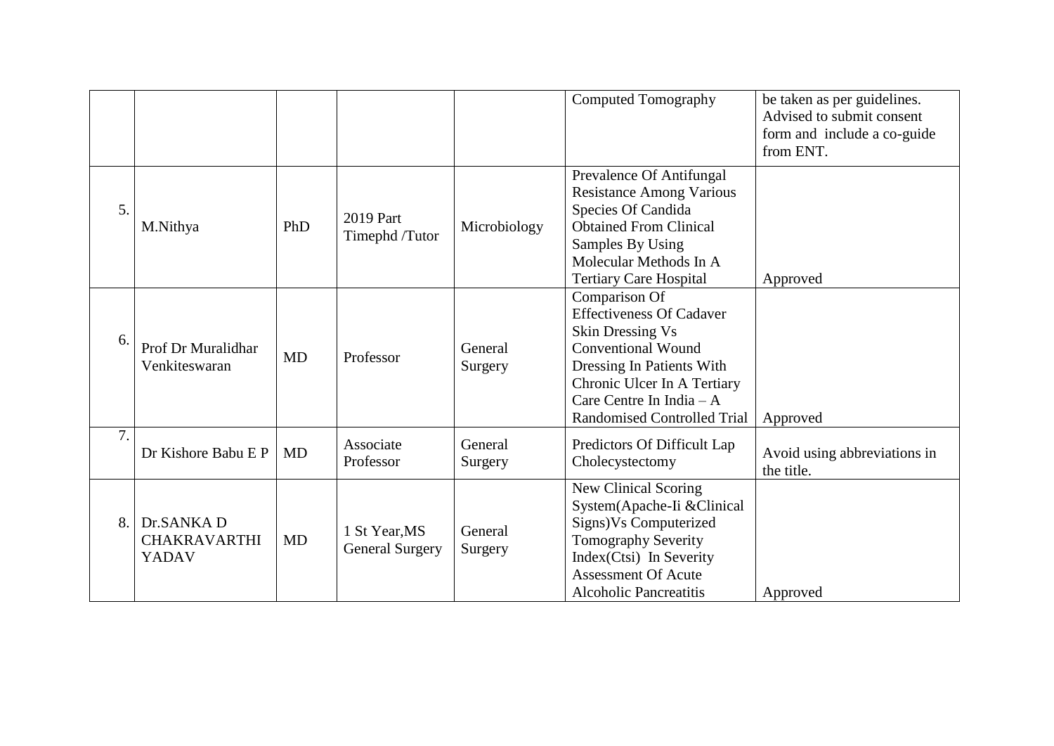| | | | | | | |
|---|---|---|---|---|---|---|
| | | | | | Computed Tomography | be taken as per guidelines. Advised to submit consent form and include a co-guide from ENT. |
| 5. | M.Nithya | PhD | 2019 Part Timephd /Tutor | Microbiology | Prevalence Of Antifungal Resistance Among Various Species Of Candida Obtained From Clinical Samples By Using Molecular Methods In A Tertiary Care Hospital | Approved |
| 6. | Prof Dr Muralidhar Venkiteswaran | MD | Professor | General Surgery | Comparison Of Effectiveness Of Cadaver Skin Dressing Vs Conventional Wound Dressing In Patients With Chronic Ulcer In A Tertiary Care Centre In India – A Randomised Controlled Trial | Approved |
| 7. | Dr Kishore Babu E P | MD | Associate Professor | General Surgery | Predictors Of Difficult Lap Cholecystectomy | Avoid using abbreviations in the title. |
| 8. | Dr.SANKA D CHAKRAVARTHI YADAV | MD | 1 St Year,MS General Surgery | General Surgery | New Clinical Scoring System(Apache-Ii &Clinical Signs)Vs Computerized Tomography Severity Index(Ctsi) In Severity Assessment Of Acute Alcoholic Pancreatitis | Approved |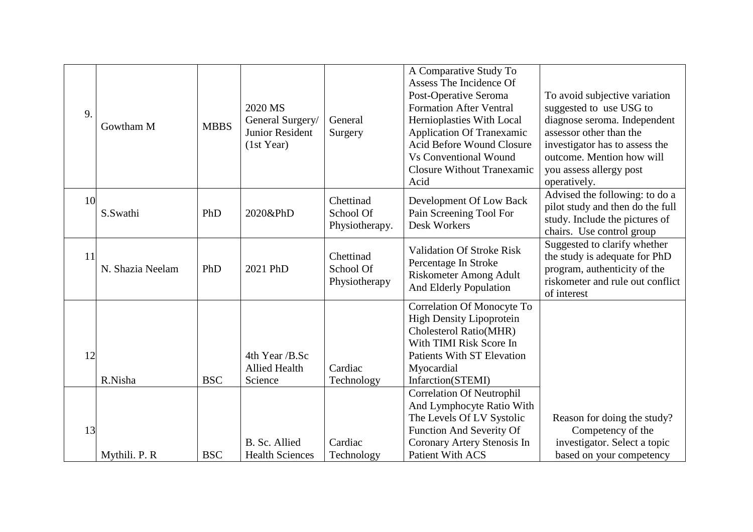| | | | | | | |
|---|---|---|---|---|---|---|
| 9. | Gowtham M | MBBS | 2020 MS General Surgery/ Junior Resident (1st Year) | General Surgery | A Comparative Study To Assess The Incidence Of Post-Operative Seroma Formation After Ventral Hernioplasties With Local Application Of Tranexamic Acid Before Wound Closure Vs Conventional Wound Closure Without Tranexamic Acid | To avoid subjective variation suggested to use USG to diagnose seroma. Independent assessor other than the investigator has to assess the outcome. Mention how will you assess allergy post operatively. |
| 10 | S.Swathi | PhD | 2020&PhD | Chettinad School Of Physiotherapy. | Development Of Low Back Pain Screening Tool For Desk Workers | Advised the following: to do a pilot study and then do the full study. Include the pictures of chairs. Use control group |
| 11 | N. Shazia Neelam | PhD | 2021 PhD | Chettinad School Of Physiotherapy | Validation Of Stroke Risk Percentage In Stroke Riskometer Among Adult And Elderly Population | Suggested to clarify whether the study is adequate for PhD program, authenticity of the riskometer and rule out conflict of interest |
| 12 | R.Nisha | BSC | 4th Year /B.Sc Allied Health Science | Cardiac Technology | Correlation Of Monocyte To High Density Lipoprotein Cholesterol Ratio(MHR) With TIMI Risk Score In Patients With ST Elevation Myocardial Infarction(STEMI) | |
| 13 | Mythili. P. R | BSC | B. Sc. Allied Health Sciences | Cardiac Technology | Correlation Of Neutrophil And Lymphocyte Ratio With The Levels Of LV Systolic Function And Severity Of Coronary Artery Stenosis In Patient With ACS | Reason for doing the study? Competency of the investigator. Select a topic based on your competency |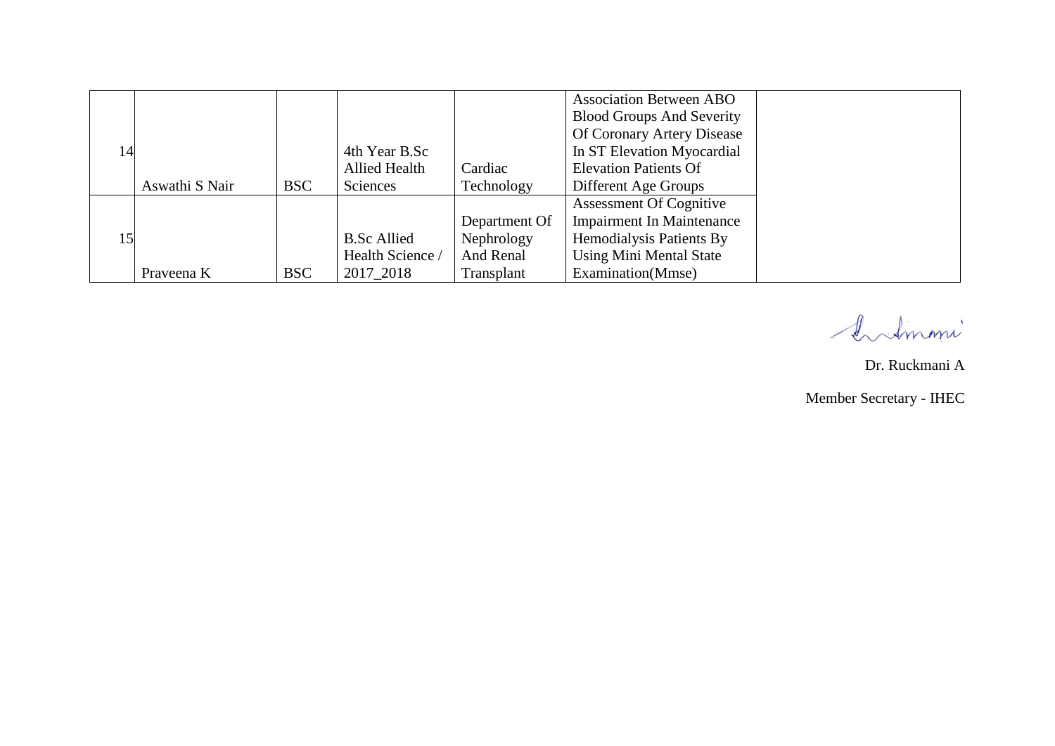| | | | | | | |
|---|---|---|---|---|---|---|
| 14 | Aswathi S Nair | BSC | 4th Year B.Sc Allied Health Sciences | Cardiac Technology | Association Between ABO Blood Groups And Severity Of Coronary Artery Disease In ST Elevation Myocardial Elevation Patients Of Different Age Groups | |
| 15 | Praveena K | BSC | B.Sc Allied Health Science / 2017_2018 | Department Of Nephrology And Renal Transplant | Assessment Of Cognitive Impairment In Maintenance Hemodialysis Patients By Using Mini Mental State Examination(Mmse) | |

Dr. Ruckmani A

Member Secretary - IHEC